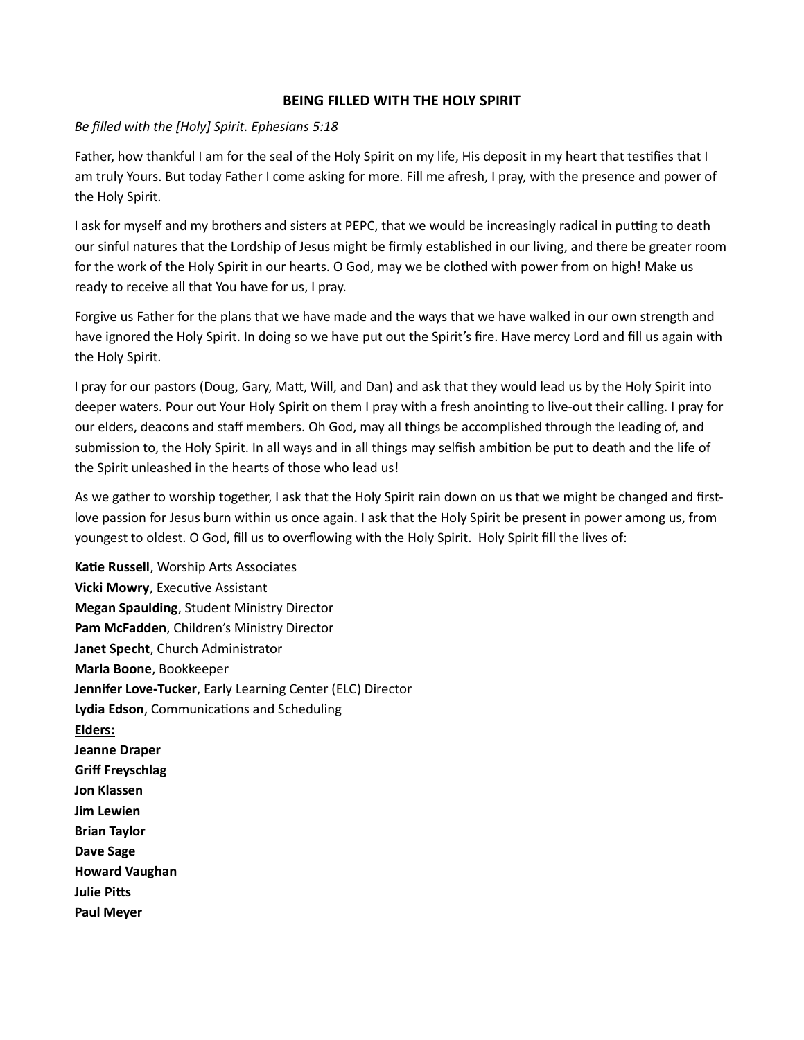# BEING FILLED WITH THE HOLY SPIRIT

*Be filled with the [Holy] Spirit. Ephesians 5:18*

Father, how thankful I am for the seal of the Holy Spirit on my life, His deposit in my heart that testifies that I am truly Yours. But today Father I come asking for more. Fill me afresh, I pray, with the presence and power of the Holy Spirit.

I ask for myself and my brothers and sisters at PEPC, that we would be increasingly radical in putting to death our sinful natures that the Lordship of Jesus might be firmly established in our living, and there be greater room for the work of the Holy Spirit in our hearts. O God, may we be clothed with power from on high! Make us ready to receive all that You have for us, I pray.

Forgive us Father for the plans that we have made and the ways that we have walked in our own strength and have ignored the Holy Spirit. In doing so we have put out the Spirit's fire. Have mercy Lord and fill us again with the Holy Spirit.

I pray for our pastors (Doug, Gary, Matt, Will, and Dan) and ask that they would lead us by the Holy Spirit into deeper waters. Pour out Your Holy Spirit on them I pray with a fresh anointing to live-out their calling. I pray for our elders, deacons and staff members. Oh God, may all things be accomplished through the leading of, and submission to, the Holy Spirit. In all ways and in all things may selfish ambition be put to death and the life of the Spirit unleashed in the hearts of those who lead us!

As we gather to worship together, I ask that the Holy Spirit rain down on us that we might be changed and first-love passion for Jesus burn within us once again. I ask that the Holy Spirit be present in power among us, from youngest to oldest. O God, fill us to overflowing with the Holy Spirit. Holy Spirit fill the lives of:

**Katie Russell**, Worship Arts Associates
**Vicki Mowry**, Executive Assistant
**Megan Spaulding**, Student Ministry Director
**Pam McFadden**, Children's Ministry Director
**Janet Specht**, Church Administrator
**Marla Boone**, Bookkeeper
**Jennifer Love-Tucker**, Early Learning Center (ELC) Director
**Lydia Edson**, Communications and Scheduling
**<u>Elders:</u>**
**Jeanne Draper**
**Griff Freyschlag**
**Jon Klassen**
**Jim Lewien**
**Brian Taylor**
**Dave Sage**
**Howard Vaughan**
**Julie Pitts**
**Paul Meyer**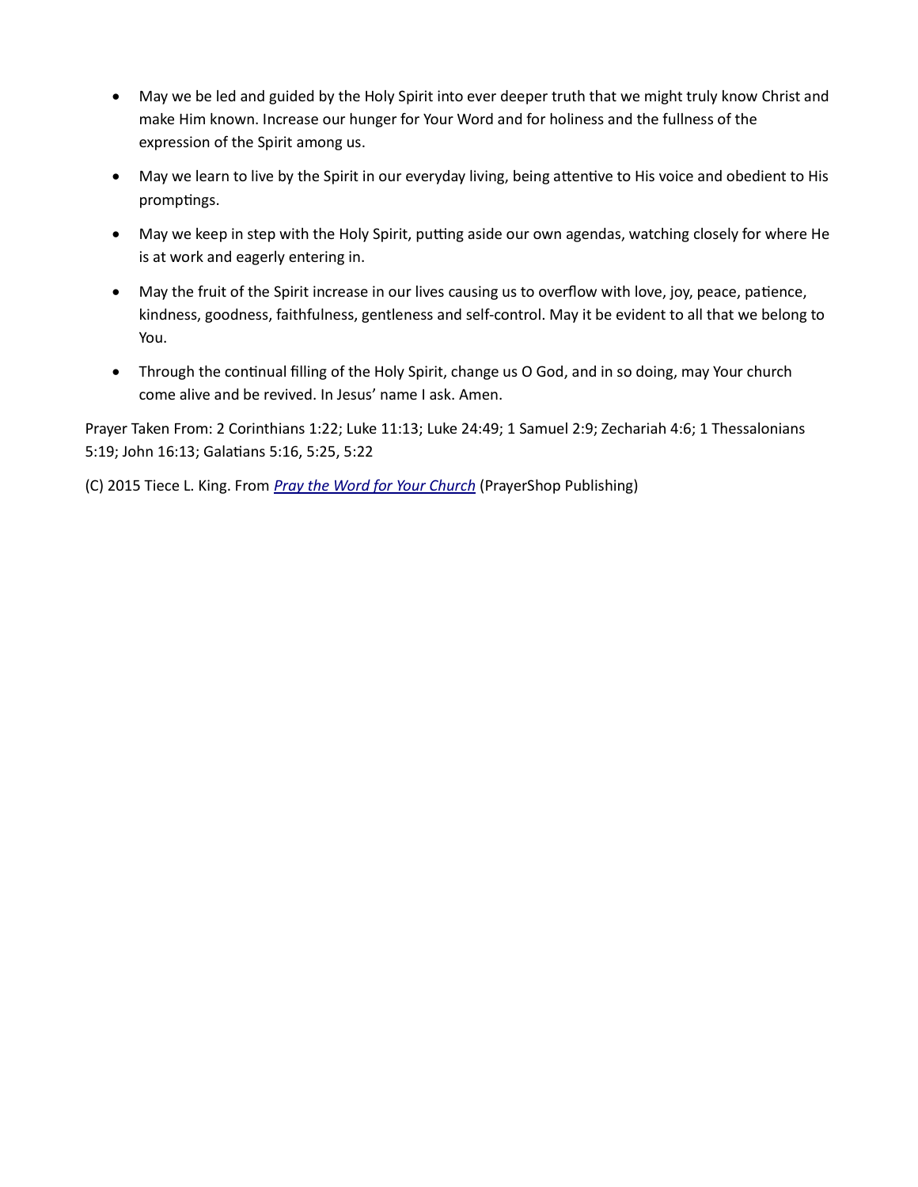- May we be led and guided by the Holy Spirit into ever deeper truth that we might truly know Christ and make Him known. Increase our hunger for Your Word and for holiness and the fullness of the expression of the Spirit among us.
- May we learn to live by the Spirit in our everyday living, being attentive to His voice and obedient to His promptings.
- May we keep in step with the Holy Spirit, putting aside our own agendas, watching closely for where He is at work and eagerly entering in.
- May the fruit of the Spirit increase in our lives causing us to overflow with love, joy, peace, patience, kindness, goodness, faithfulness, gentleness and self-control. May it be evident to all that we belong to You.
- Through the continual filling of the Holy Spirit, change us O God, and in so doing, may Your church come alive and be revived. In Jesus' name I ask. Amen.

Prayer Taken From: 2 Corinthians 1:22; Luke 11:13; Luke 24:49; 1 Samuel 2:9; Zechariah 4:6; 1 Thessalonians 5:19; John 16:13; Galatians 5:16, 5:25, 5:22

(C) 2015 Tiece L. King. From *Pray the Word for Your Church* (PrayerShop Publishing)